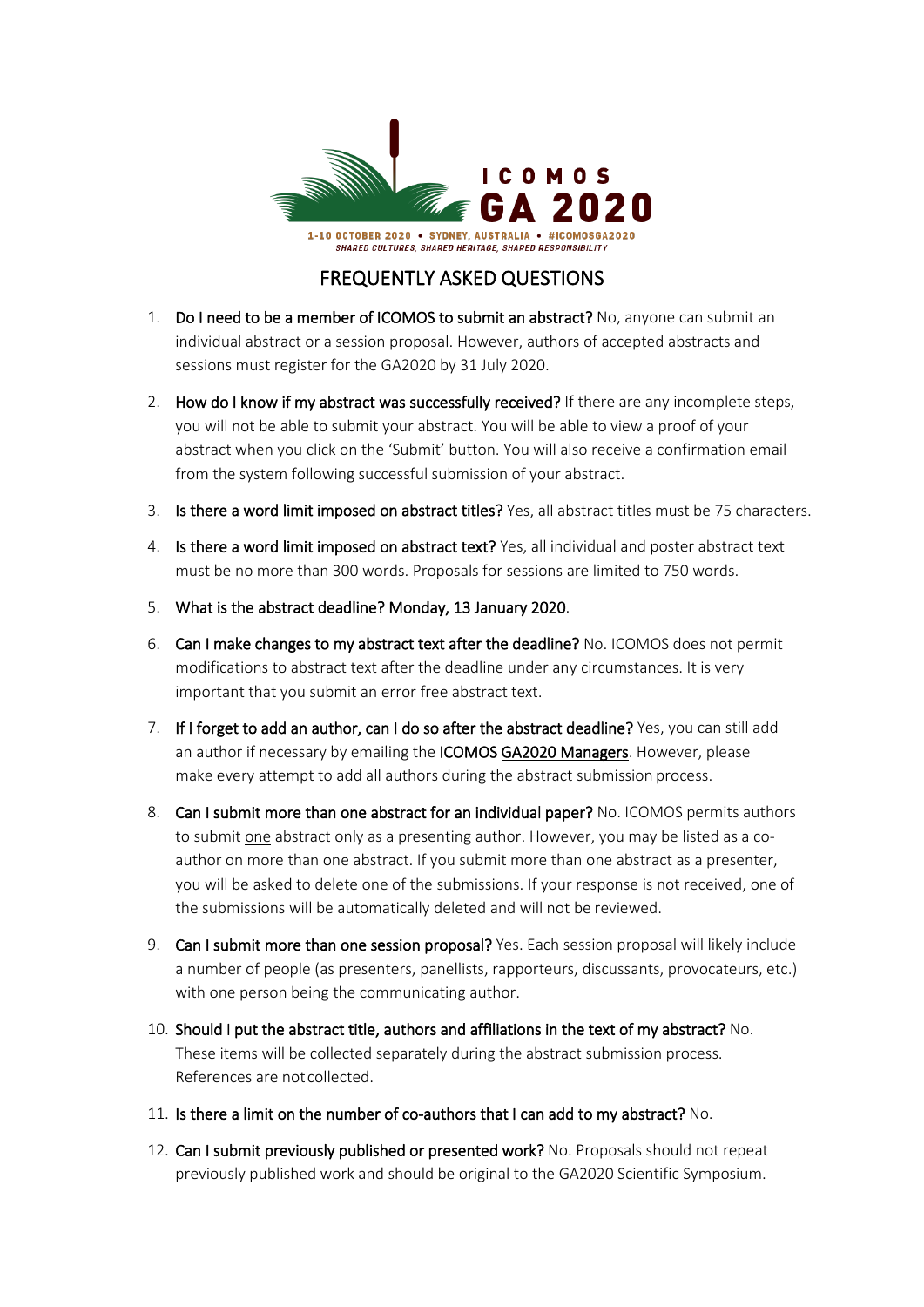ICOMOS GA 2020

1-10 OCTOBER 2020 • SYDNEY, AUSTRALIA • #ICOMOSGA2020

*SHARED CULTURES, SHARED HERITAGE, SHARED RESPONSIBILITY*

# FREQUENTLY ASKED QUESTIONS

1. **Do I need to be a member of ICOMOS to submit an abstract?** No, anyone can submit an individual abstract or a session proposal. However, authors of accepted abstracts and sessions must register for the GA2020 by 31 July 2020.

2. **How do I know if my abstract was successfully received?** If there are any incomplete steps, you will not be able to submit your abstract. You will be able to view a proof of your abstract when you click on the 'Submit' button. You will also receive a confirmation email from the system following successful submission of your abstract.

3. **Is there a word limit imposed on abstract titles?** Yes, all abstract titles must be 75 characters.

4. **Is there a word limit imposed on abstract text?** Yes, all individual and poster abstract text must be no more than 300 words. Proposals for sessions are limited to 750 words.

5. **What is the abstract deadline? Monday, 13 January 2020**.

6. **Can I make changes to my abstract text after the deadline?** No. ICOMOS does not permit modifications to abstract text after the deadline under any circumstances. It is very important that you submit an error free abstract text.

7. **If I forget to add an author, can I do so after the abstract deadline?** Yes, you can still add an author if necessary by emailing the **ICOMOS** GA2020 Managers. However, please make every attempt to add all authors during the abstract submission process.

8. **Can I submit more than one abstract for an individual paper?** No. ICOMOS permits authors to submit one abstract only as a presenting author. However, you may be listed as a co-author on more than one abstract. If you submit more than one abstract as a presenter, you will be asked to delete one of the submissions. If your response is not received, one of the submissions will be automatically deleted and will not be reviewed.

9. **Can I submit more than one session proposal?** Yes. Each session proposal will likely include a number of people (as presenters, panellists, rapporteurs, discussants, provocateurs, etc.) with one person being the communicating author.

10. **Should I put the abstract title, authors and affiliations in the text of my abstract?** No. These items will be collected separately during the abstract submission process. References are not collected.

11. **Is there a limit on the number of co-authors that I can add to my abstract?** No.

12. **Can I submit previously published or presented work?** No. Proposals should not repeat previously published work and should be original to the GA2020 Scientific Symposium.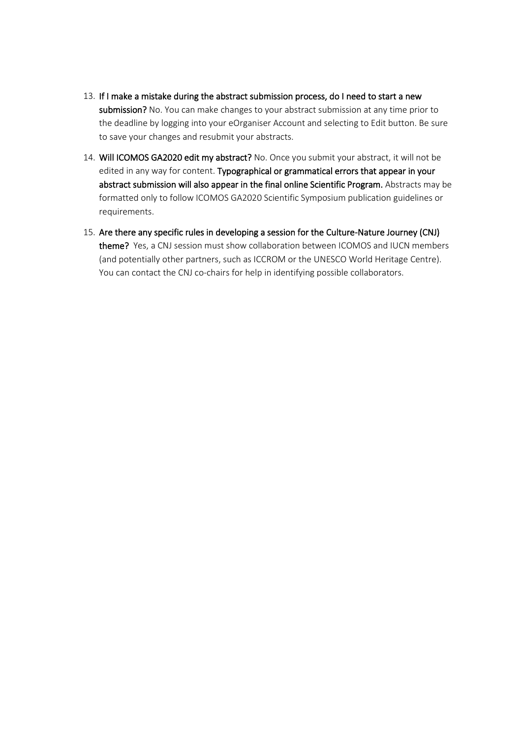13. **If I make a mistake during the abstract submission process, do I need to start a new submission?** No. You can make changes to your abstract submission at any time prior to the deadline by logging into your eOrganiser Account and selecting to Edit button. Be sure to save your changes and resubmit your abstracts.

14. **Will ICOMOS GA2020 edit my abstract?** No. Once you submit your abstract, it will not be edited in any way for content. **Typographical or grammatical errors that appear in your abstract submission will also appear in the final online Scientific Program.** Abstracts may be formatted only to follow ICOMOS GA2020 Scientific Symposium publication guidelines or requirements.

15. **Are there any specific rules in developing a session for the Culture-Nature Journey (CNJ) theme?** Yes, a CNJ session must show collaboration between ICOMOS and IUCN members (and potentially other partners, such as ICCROM or the UNESCO World Heritage Centre). You can contact the CNJ co-chairs for help in identifying possible collaborators.